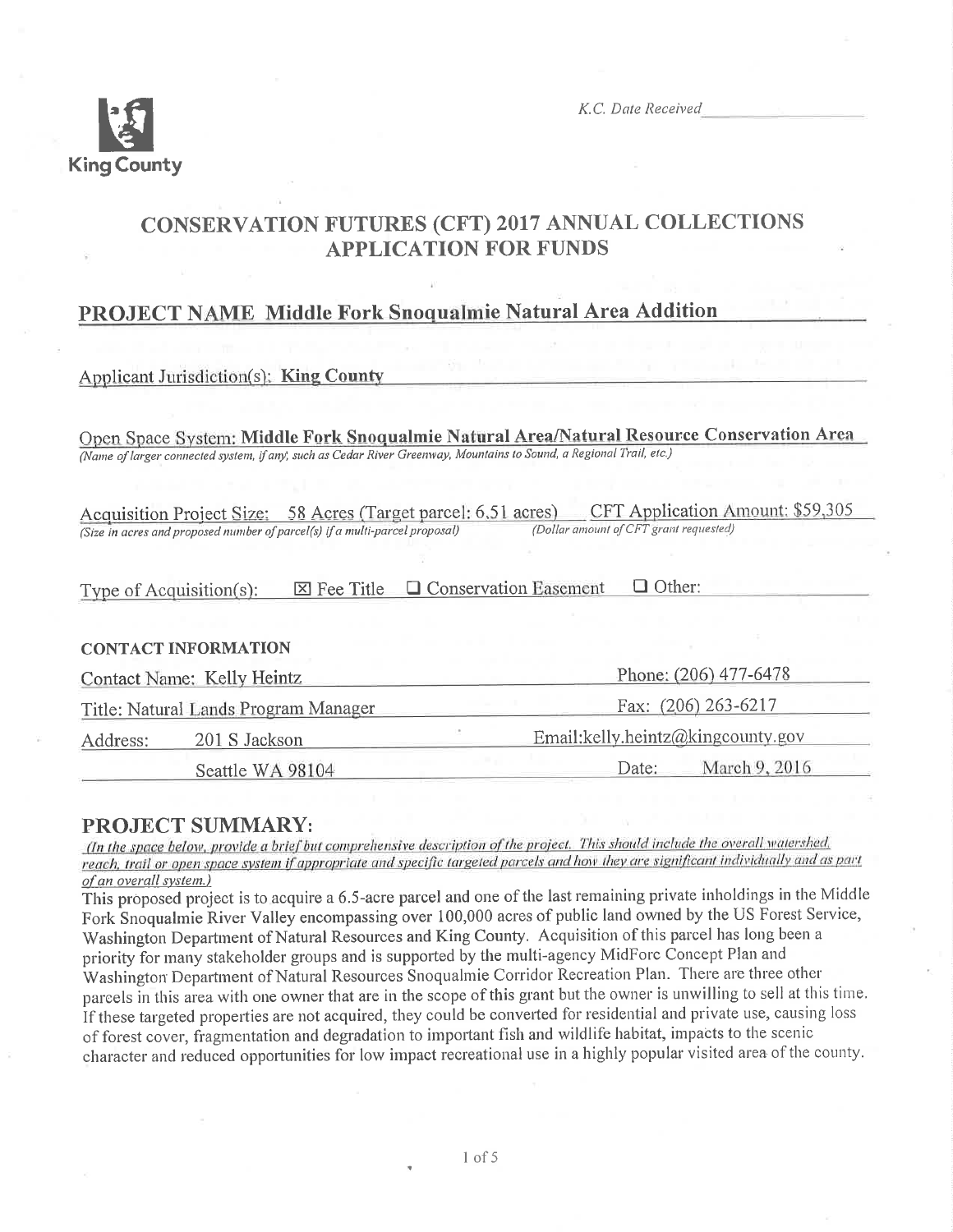King County

*K.C. Date Received*

# CONSERVATION FUTURES (CFT) 2017 ANNUAL COLLECTIONS APPLICATION FOR FUNDS

## PROJECT NAME Middle Fork Snoqualmie Natural Area Addition

Applicant Jurisdiction(s): **King County**

Open Space System: **Middle Fork Snoqualmie Natural Area/Natural Resource Conservation Area**
*(Name of larger connected system, if any, such as Cedar River Greenway, Mountains to Sound, a Regional Trail, etc.)*

Acquisition Project Size: 58 Acres (Target parcel: 6.51 acres)
*(Size in acres and proposed number of parcel(s) if a multi-parcel proposal)*

CFT Application Amount: $59,305
*(Dollar amount of CFT grant requested)*

Type of Acquisition(s): ☒ Fee Title ☐ Conservation Easement ☐ Other:

**CONTACT INFORMATION**

Contact Name: Kelly Heintz
Phone: (206) 477-6478

Title: Natural Lands Program Manager
Fax: (206) 263-6217

Address: 201 S Jackson
Seattle WA 98104
Email:kelly.heintz@kingcounty.gov
Date: March 9, 2016

## PROJECT SUMMARY:

*(In the space below, provide a brief but comprehensive description of the project. This should include the overall watershed, reach, trail or open space system if appropriate and specific targeted parcels and how they are significant individually and as part of an overall system.)*

This proposed project is to acquire a 6.5-acre parcel and one of the last remaining private inholdings in the Middle Fork Snoqualmie River Valley encompassing over 100,000 acres of public land owned by the US Forest Service, Washington Department of Natural Resources and King County. Acquisition of this parcel has long been a priority for many stakeholder groups and is supported by the multi-agency MidForc Concept Plan and Washington Department of Natural Resources Snoqualmie Corridor Recreation Plan. There are three other parcels in this area with one owner that are in the scope of this grant but the owner is unwilling to sell at this time. If these targeted properties are not acquired, they could be converted for residential and private use, causing loss of forest cover, fragmentation and degradation to important fish and wildlife habitat, impacts to the scenic character and reduced opportunities for low impact recreational use in a highly popular visited area of the county.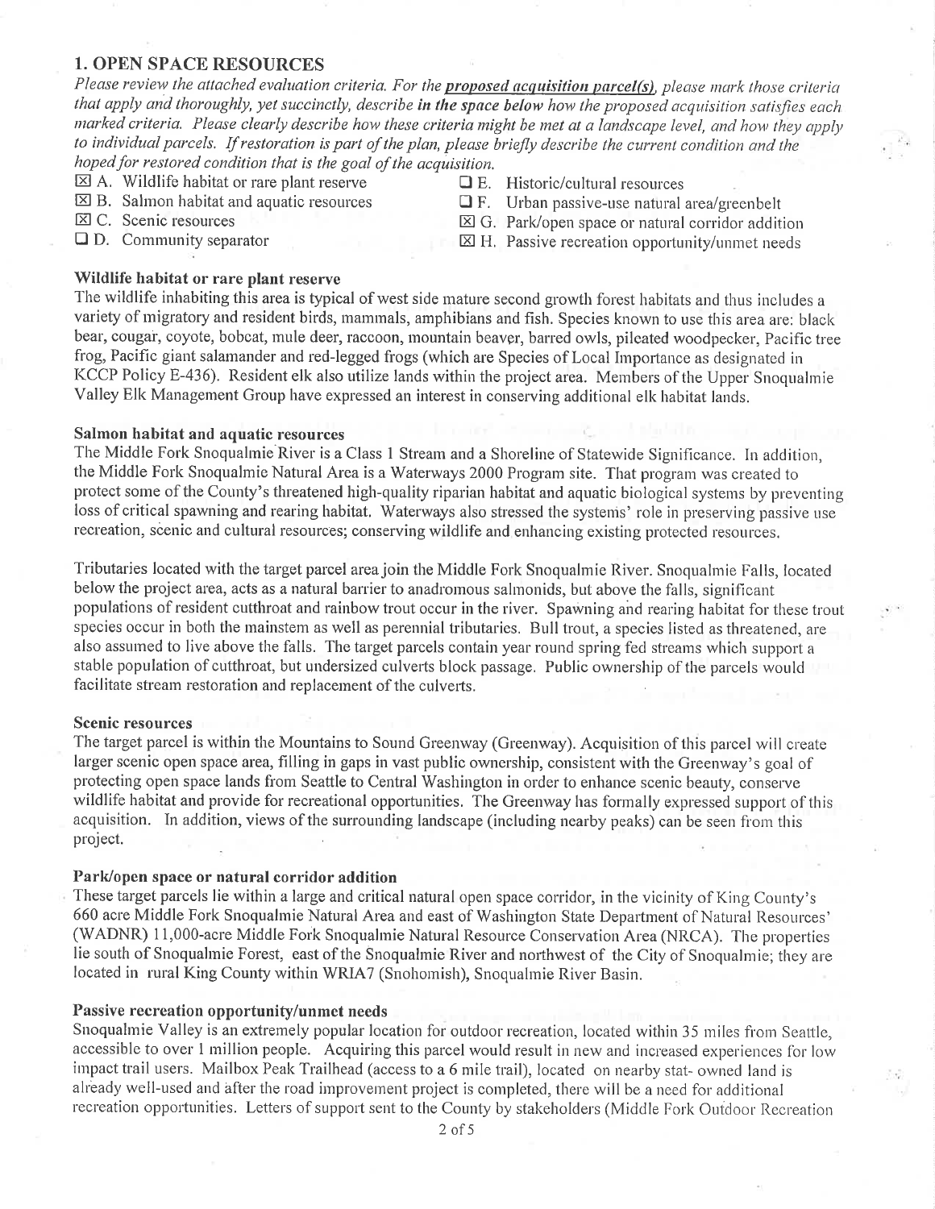## 1. OPEN SPACE RESOURCES

*Please review the attached evaluation criteria. For the* ***proposed acquisition parcel(s)****, please mark those criteria that apply and thoroughly, yet succinctly, describe* ***in the space below*** *how the proposed acquisition satisfies each marked criteria. Please clearly describe how these criteria might be met at a landscape level, and how they apply to individual parcels. If restoration is part of the plan, please briefly describe the current condition and the hoped for restored condition that is the goal of the acquisition.*

- ☒ A. Wildlife habitat or rare plant reserve
- ☒ B. Salmon habitat and aquatic resources
- ☒ C. Scenic resources
- ☐ D. Community separator
- ☐ E. Historic/cultural resources
- ☐ F. Urban passive-use natural area/greenbelt
- ☒ G. Park/open space or natural corridor addition
- ☒ H. Passive recreation opportunity/unmet needs

**Wildlife habitat or rare plant reserve**

The wildlife inhabiting this area is typical of west side mature second growth forest habitats and thus includes a variety of migratory and resident birds, mammals, amphibians and fish. Species known to use this area are: black bear, cougar, coyote, bobcat, mule deer, raccoon, mountain beaver, barred owls, pileated woodpecker, Pacific tree frog, Pacific giant salamander and red-legged frogs (which are Species of Local Importance as designated in KCCP Policy E-436). Resident elk also utilize lands within the project area. Members of the Upper Snoqualmie Valley Elk Management Group have expressed an interest in conserving additional elk habitat lands.

**Salmon habitat and aquatic resources**

The Middle Fork Snoqualmie River is a Class 1 Stream and a Shoreline of Statewide Significance. In addition, the Middle Fork Snoqualmie Natural Area is a Waterways 2000 Program site. That program was created to protect some of the County's threatened high-quality riparian habitat and aquatic biological systems by preventing loss of critical spawning and rearing habitat. Waterways also stressed the systems' role in preserving passive use recreation, scenic and cultural resources; conserving wildlife and enhancing existing protected resources.

Tributaries located with the target parcel area join the Middle Fork Snoqualmie River. Snoqualmie Falls, located below the project area, acts as a natural barrier to anadromous salmonids, but above the falls, significant populations of resident cutthroat and rainbow trout occur in the river. Spawning and rearing habitat for these trout species occur in both the mainstem as well as perennial tributaries. Bull trout, a species listed as threatened, are also assumed to live above the falls. The target parcels contain year round spring fed streams which support a stable population of cutthroat, but undersized culverts block passage. Public ownership of the parcels would facilitate stream restoration and replacement of the culverts.

**Scenic resources**

The target parcel is within the Mountains to Sound Greenway (Greenway). Acquisition of this parcel will create larger scenic open space area, filling in gaps in vast public ownership, consistent with the Greenway's goal of protecting open space lands from Seattle to Central Washington in order to enhance scenic beauty, conserve wildlife habitat and provide for recreational opportunities. The Greenway has formally expressed support of this acquisition. In addition, views of the surrounding landscape (including nearby peaks) can be seen from this project.

**Park/open space or natural corridor addition**

These target parcels lie within a large and critical natural open space corridor, in the vicinity of King County's 660 acre Middle Fork Snoqualmie Natural Area and east of Washington State Department of Natural Resources' (WADNR) 11,000-acre Middle Fork Snoqualmie Natural Resource Conservation Area (NRCA). The properties lie south of Snoqualmie Forest, east of the Snoqualmie River and northwest of the City of Snoqualmie; they are located in rural King County within WRIA7 (Snohomish), Snoqualmie River Basin.

**Passive recreation opportunity/unmet needs**

Snoqualmie Valley is an extremely popular location for outdoor recreation, located within 35 miles from Seattle, accessible to over 1 million people. Acquiring this parcel would result in new and increased experiences for low impact trail users. Mailbox Peak Trailhead (access to a 6 mile trail), located on nearby stat- owned land is already well-used and after the road improvement project is completed, there will be a need for additional recreation opportunities. Letters of support sent to the County by stakeholders (Middle Fork Outdoor Recreation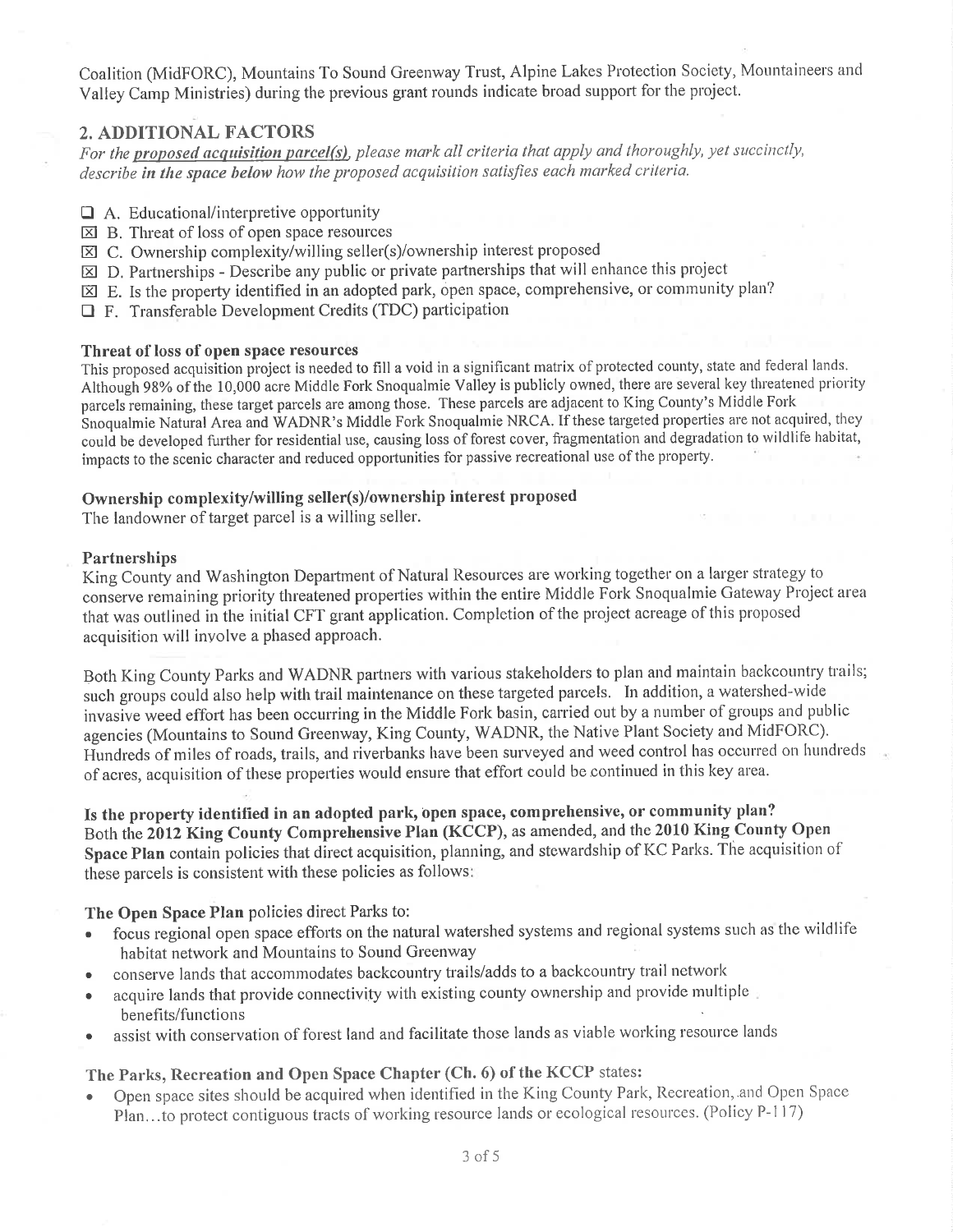Coalition (MidFORC), Mountains To Sound Greenway Trust, Alpine Lakes Protection Society, Mountaineers and Valley Camp Ministries) during the previous grant rounds indicate broad support for the project.

## 2. ADDITIONAL FACTORS

*For the* ***proposed acquisition parcel(s)****, please mark all criteria that apply and thoroughly, yet succinctly, describe* ***in the space below*** *how the proposed acquisition satisfies each marked criteria.*

- ☐ A. Educational/interpretive opportunity
- ☒ B. Threat of loss of open space resources
- ☒ C. Ownership complexity/willing seller(s)/ownership interest proposed
- ☒ D. Partnerships - Describe any public or private partnerships that will enhance this project
- ☒ E. Is the property identified in an adopted park, open space, comprehensive, or community plan?
- ☐ F. Transferable Development Credits (TDC) participation

**Threat of loss of open space resources**

This proposed acquisition project is needed to fill a void in a significant matrix of protected county, state and federal lands. Although 98% of the 10,000 acre Middle Fork Snoqualmie Valley is publicly owned, there are several key threatened priority parcels remaining, these target parcels are among those. These parcels are adjacent to King County's Middle Fork Snoqualmie Natural Area and WADNR's Middle Fork Snoqualmie NRCA. If these targeted properties are not acquired, they could be developed further for residential use, causing loss of forest cover, fragmentation and degradation to wildlife habitat, impacts to the scenic character and reduced opportunities for passive recreational use of the property.

**Ownership complexity/willing seller(s)/ownership interest proposed**

The landowner of target parcel is a willing seller.

**Partnerships**

King County and Washington Department of Natural Resources are working together on a larger strategy to conserve remaining priority threatened properties within the entire Middle Fork Snoqualmie Gateway Project area that was outlined in the initial CFT grant application. Completion of the project acreage of this proposed acquisition will involve a phased approach.

Both King County Parks and WADNR partners with various stakeholders to plan and maintain backcountry trails; such groups could also help with trail maintenance on these targeted parcels. In addition, a watershed-wide invasive weed effort has been occurring in the Middle Fork basin, carried out by a number of groups and public agencies (Mountains to Sound Greenway, King County, WADNR, the Native Plant Society and MidFORC). Hundreds of miles of roads, trails, and riverbanks have been surveyed and weed control has occurred on hundreds of acres, acquisition of these properties would ensure that effort could be continued in this key area.

**Is the property identified in an adopted park, open space, comprehensive, or community plan?**

Both the **2012 King County Comprehensive Plan (KCCP)**, as amended, and the **2010 King County Open Space Plan** contain policies that direct acquisition, planning, and stewardship of KC Parks. The acquisition of these parcels is consistent with these policies as follows:

**The Open Space Plan** policies direct Parks to:

- focus regional open space efforts on the natural watershed systems and regional systems such as the wildlife habitat network and Mountains to Sound Greenway
- conserve lands that accommodates backcountry trails/adds to a backcountry trail network
- acquire lands that provide connectivity with existing county ownership and provide multiple benefits/functions
- assist with conservation of forest land and facilitate those lands as viable working resource lands

**The Parks, Recreation and Open Space Chapter (Ch. 6) of the KCCP** states:

- Open space sites should be acquired when identified in the King County Park, Recreation, and Open Space Plan…to protect contiguous tracts of working resource lands or ecological resources. (Policy P-117)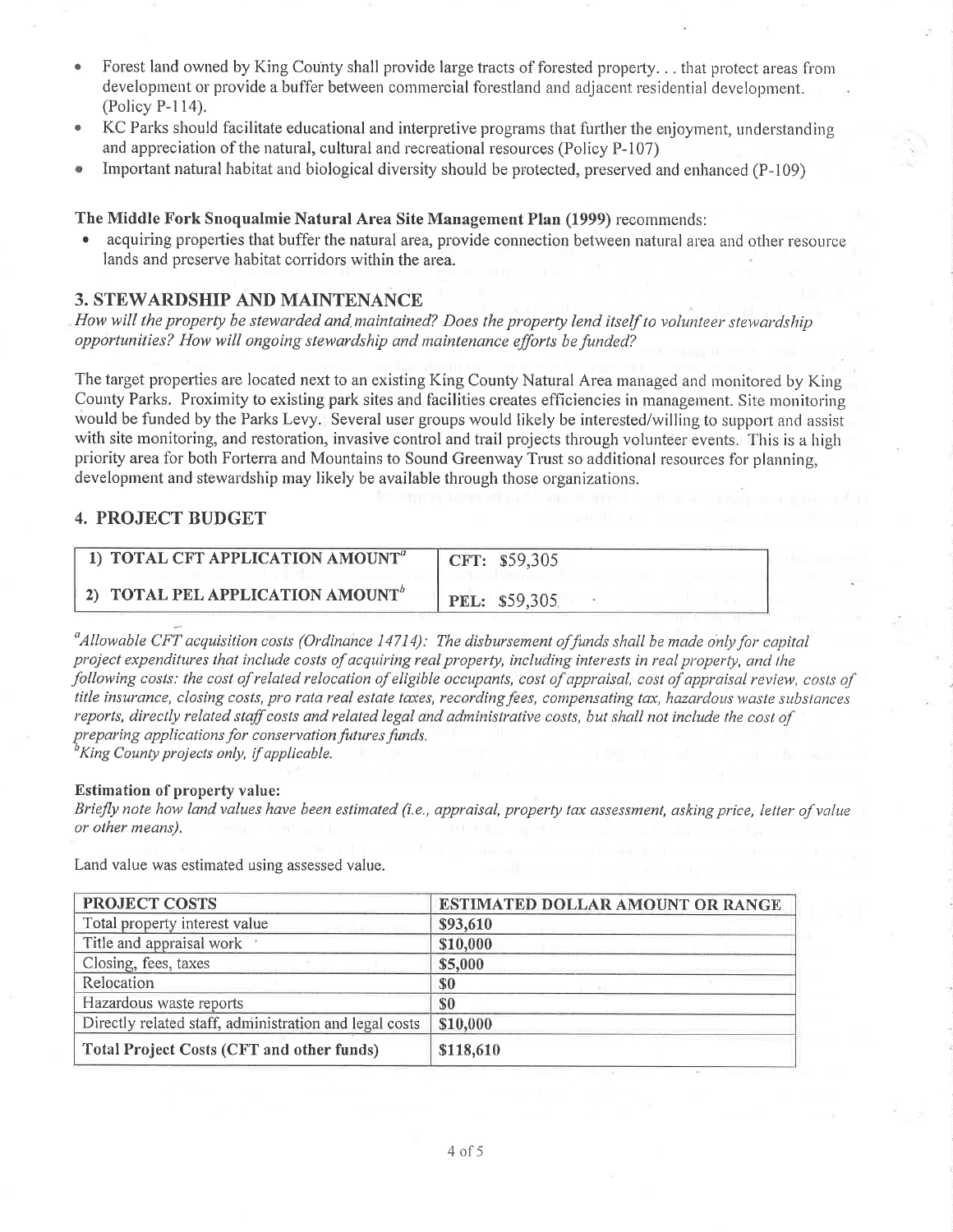- Forest land owned by King County shall provide large tracts of forested property. . . that protect areas from development or provide a buffer between commercial forestland and adjacent residential development. (Policy P-114).
- KC Parks should facilitate educational and interpretive programs that further the enjoyment, understanding and appreciation of the natural, cultural and recreational resources (Policy P-107)
- Important natural habitat and biological diversity should be protected, preserved and enhanced (P-109)

**The Middle Fork Snoqualmie Natural Area Site Management Plan (1999)** recommends:

- acquiring properties that buffer the natural area, provide connection between natural area and other resource lands and preserve habitat corridors within the area.

## 3. STEWARDSHIP AND MAINTENANCE

*How will the property be stewarded and maintained? Does the property lend itself to volunteer stewardship opportunities? How will ongoing stewardship and maintenance efforts be funded?*

The target properties are located next to an existing King County Natural Area managed and monitored by King County Parks. Proximity to existing park sites and facilities creates efficiencies in management. Site monitoring would likely be funded by the Parks Levy. Several user groups would likely be interested/willing to support and assist with site monitoring, and restoration, invasive control and trail projects through volunteer events. This is a high priority area for both Forterra and Mountains to Sound Greenway Trust so additional resources for planning, development and stewardship may likely be available through those organizations.

## 4. PROJECT BUDGET

| | |
|---|---|
| **1) TOTAL CFT APPLICATION AMOUNT**[a] | CFT: $59,305 |
| **2) TOTAL PEL APPLICATION AMOUNT**[b] | PEL: $59,305 |

[a]*Allowable CFT acquisition costs (Ordinance 14714): The disbursement of funds shall be made only for capital project expenditures that include costs of acquiring real property, including interests in real property, and the following costs: the cost of related relocation of eligible occupants, cost of appraisal, cost of appraisal review, costs of title insurance, closing costs, pro rata real estate taxes, recording fees, compensating tax, hazardous waste substances reports, directly related staff costs and related legal and administrative costs, but shall not include the cost of preparing applications for conservation futures funds.*
[b]*King County projects only, if applicable.*

**Estimation of property value:**
*Briefly note how land values have been estimated (i.e., appraisal, property tax assessment, asking price, letter of value or other means).*

Land value was estimated using assessed value.

| PROJECT COSTS | ESTIMATED DOLLAR AMOUNT OR RANGE |
|---|---|
| Total property interest value | $93,610 |
| Title and appraisal work | $10,000 |
| Closing, fees, taxes | $5,000 |
| Relocation | $0 |
| Hazardous waste reports | $0 |
| Directly related staff, administration and legal costs | $10,000 |
| **Total Project Costs (CFT and other funds)** | **$118,610** |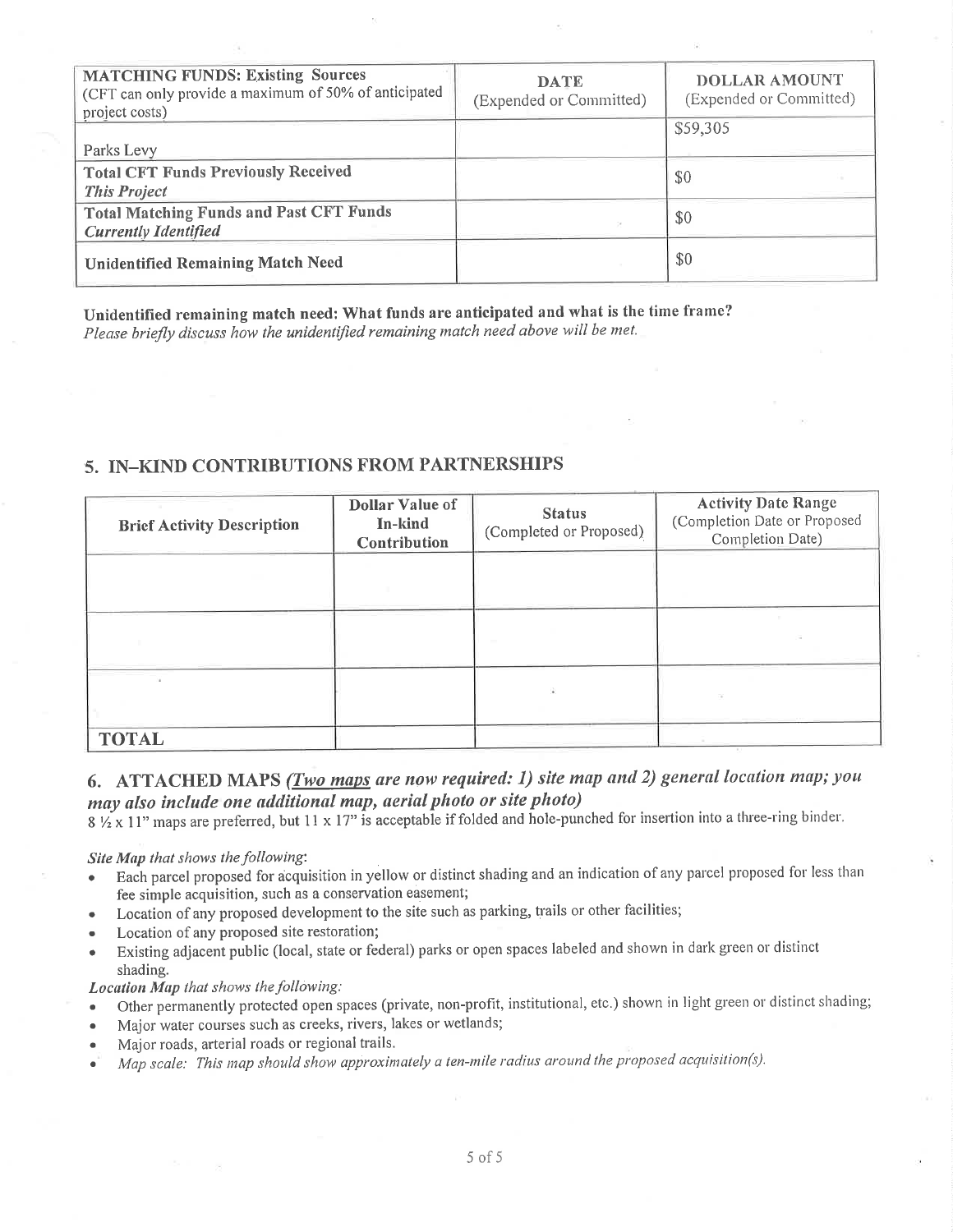| MATCHING FUNDS: Existing Sources (CFT can only provide a maximum of 50% of anticipated project costs) | DATE (Expended or Committed) | DOLLAR AMOUNT (Expended or Committed) |
|---|---|---|
| Parks Levy | | $59,305 |
| **Total CFT Funds Previously Received** ***This Project*** | | $0 |
| **Total Matching Funds and Past CFT Funds** ***Currently Identified*** | | $0 |
| **Unidentified Remaining Match Need** | | $0 |

**Unidentified remaining match need: What funds are anticipated and what is the time frame?**
*Please briefly discuss how the unidentified remaining match need above will be met.*

## 5. IN–KIND CONTRIBUTIONS FROM PARTNERSHIPS

| Brief Activity Description | Dollar Value of In-kind Contribution | Status (Completed or Proposed) | Activity Date Range (Completion Date or Proposed Completion Date) |
|---|---|---|---|
| | | | |
| | | | |
| | | | |
| **TOTAL** | | | |

## 6. ATTACHED MAPS *(Two maps are now required: 1) site map and 2) general location map; you may also include one additional map, aerial photo or site photo)*

8 ½ x 11" maps are preferred, but 11 x 17" is acceptable if folded and hole-punched for insertion into a three-ring binder.

***Site Map** that shows the following*:

- Each parcel proposed for acquisition in yellow or distinct shading and an indication of any parcel proposed for less than fee simple acquisition, such as a conservation easement;
- Location of any proposed development to the site such as parking, trails or other facilities;
- Location of any proposed site restoration;
- Existing adjacent public (local, state or federal) parks or open spaces labeled and shown in dark green or distinct shading.

***Location Map** that shows the following:*

- Other permanently protected open spaces (private, non-profit, institutional, etc.) shown in light green or distinct shading;
- Major water courses such as creeks, rivers, lakes or wetlands;
- Major roads, arterial roads or regional trails.
- *Map scale: This map should show approximately a ten-mile radius around the proposed acquisition(s).*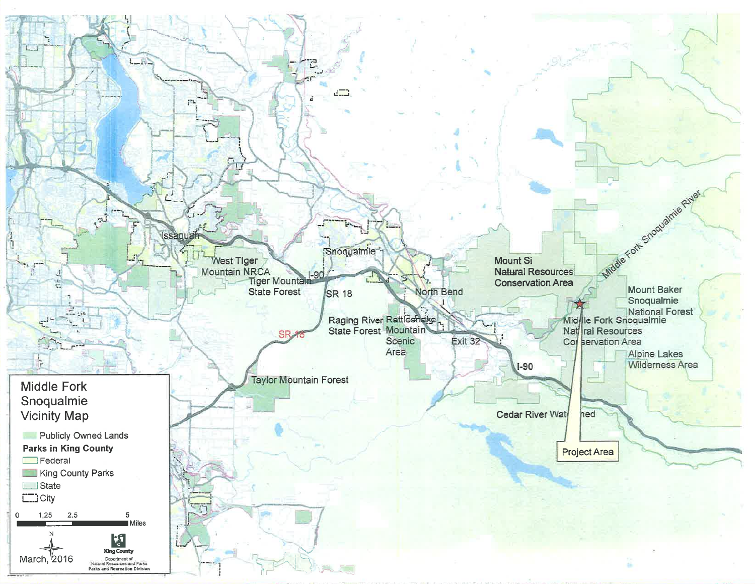# Middle Fork Snoqualmie Vicinity Map

Publicly Owned Lands

**Parks in King County**

Federal

King County Parks

State

City

0 1.25 2.5 5 Miles

N

March, 2016

King County
Department of Natural Resources and Parks
Parks and Recreation Division

Issaquah

West Tiger Mountain NRCA

Tiger Mountain State Forest

I-90

SR 18

Snoqualmie

North Bend

Raging River State Forest

Rattlesnake Mountain Scenic Area

Exit 32

Taylor Mountain Forest

Mount Si Natural Resources Conservation Area

Middle Fork Snoqualmie River

Mount Baker Snoqualmie National Forest

Middle Fork Snoqualmie Natural Resources Conservation Area

Alpine Lakes Wilderness Area

Cedar River Watershed

Project Area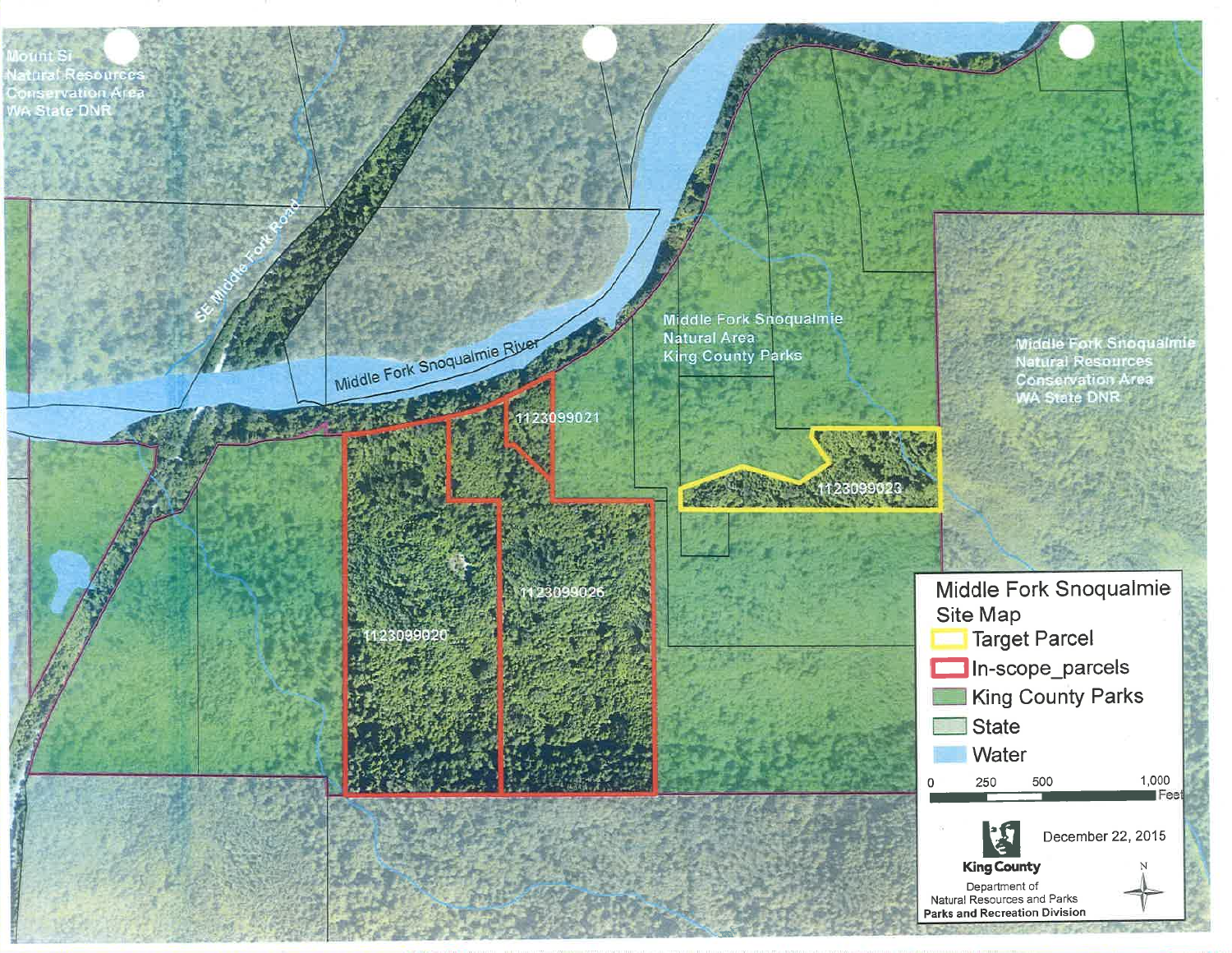Mount Si
Natural Resources
Conservation Area
WA State DNR

SE Middle Fork Road

Middle Fork Snoqualmie River

Middle Fork Snoqualmie
Natural Area
King County Parks

Middle Fork Snoqualmie
Natural Resources
Conservation Area
WA State DNR

1123099021

1123099023

1123099026

1123099020

Middle Fork Snoqualmie
Site Map

Target Parcel
In-scope_parcels
King County Parks
State
Water

0 250 500 1,000
Feet

December 22, 2015

King County
Department of
Natural Resources and Parks
Parks and Recreation Division

N